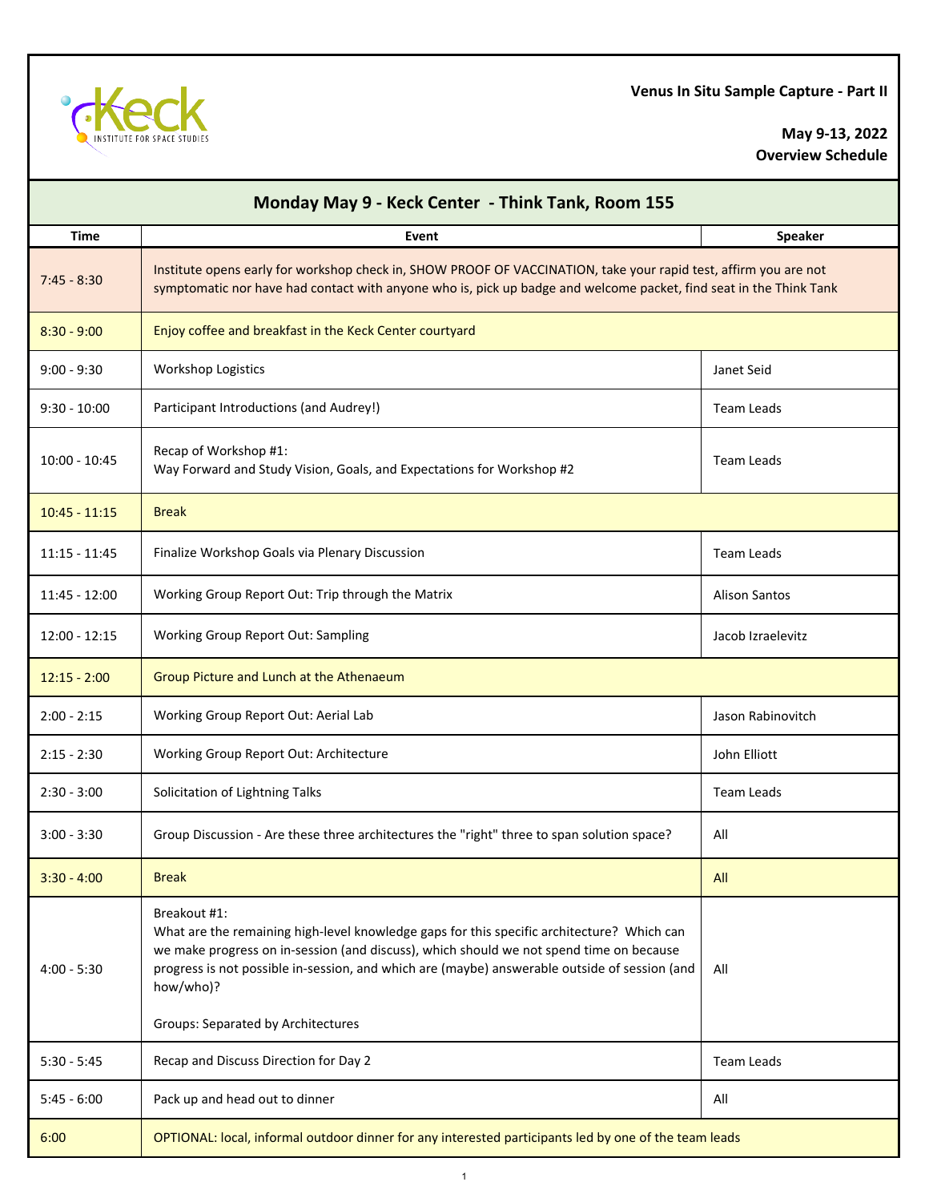Keck Institute for Space Studies

**Venus In Situ Sample Capture - Part II**

**May 9-13, 2022**
**Overview Schedule**

## Monday May 9 - Keck Center - Think Tank, Room 155

| Time | Event | Speaker |
| --- | --- | --- |
| 7:45 - 8:30 | Institute opens early for workshop check in, SHOW PROOF OF VACCINATION, take your rapid test, affirm you are not symptomatic nor have had contact with anyone who is, pick up badge and welcome packet, find seat in the Think Tank | |
| 8:30 - 9:00 | Enjoy coffee and breakfast in the Keck Center courtyard | |
| 9:00 - 9:30 | Workshop Logistics | Janet Seid |
| 9:30 - 10:00 | Participant Introductions (and Audrey!) | Team Leads |
| 10:00 - 10:45 | Recap of Workshop #1: Way Forward and Study Vision, Goals, and Expectations for Workshop #2 | Team Leads |
| 10:45 - 11:15 | Break | |
| 11:15 - 11:45 | Finalize Workshop Goals via Plenary Discussion | Team Leads |
| 11:45 - 12:00 | Working Group Report Out: Trip through the Matrix | Alison Santos |
| 12:00 - 12:15 | Working Group Report Out: Sampling | Jacob Izraelevitz |
| 12:15 - 2:00 | Group Picture and Lunch at the Athenaeum | |
| 2:00 - 2:15 | Working Group Report Out: Aerial Lab | Jason Rabinovitch |
| 2:15 - 2:30 | Working Group Report Out: Architecture | John Elliott |
| 2:30 - 3:00 | Solicitation of Lightning Talks | Team Leads |
| 3:00 - 3:30 | Group Discussion - Are these three architectures the "right" three to span solution space? | All |
| 3:30 - 4:00 | Break | All |
| 4:00 - 5:30 | Breakout #1: What are the remaining high-level knowledge gaps for this specific architecture? Which can we make progress on in-session (and discuss), which should we not spend time on because progress is not possible in-session, and which are (maybe) answerable outside of session (and how/who)? Groups: Separated by Architectures | All |
| 5:30 - 5:45 | Recap and Discuss Direction for Day 2 | Team Leads |
| 5:45 - 6:00 | Pack up and head out to dinner | All |
| 6:00 | OPTIONAL: local, informal outdoor dinner for any interested participants led by one of the team leads | |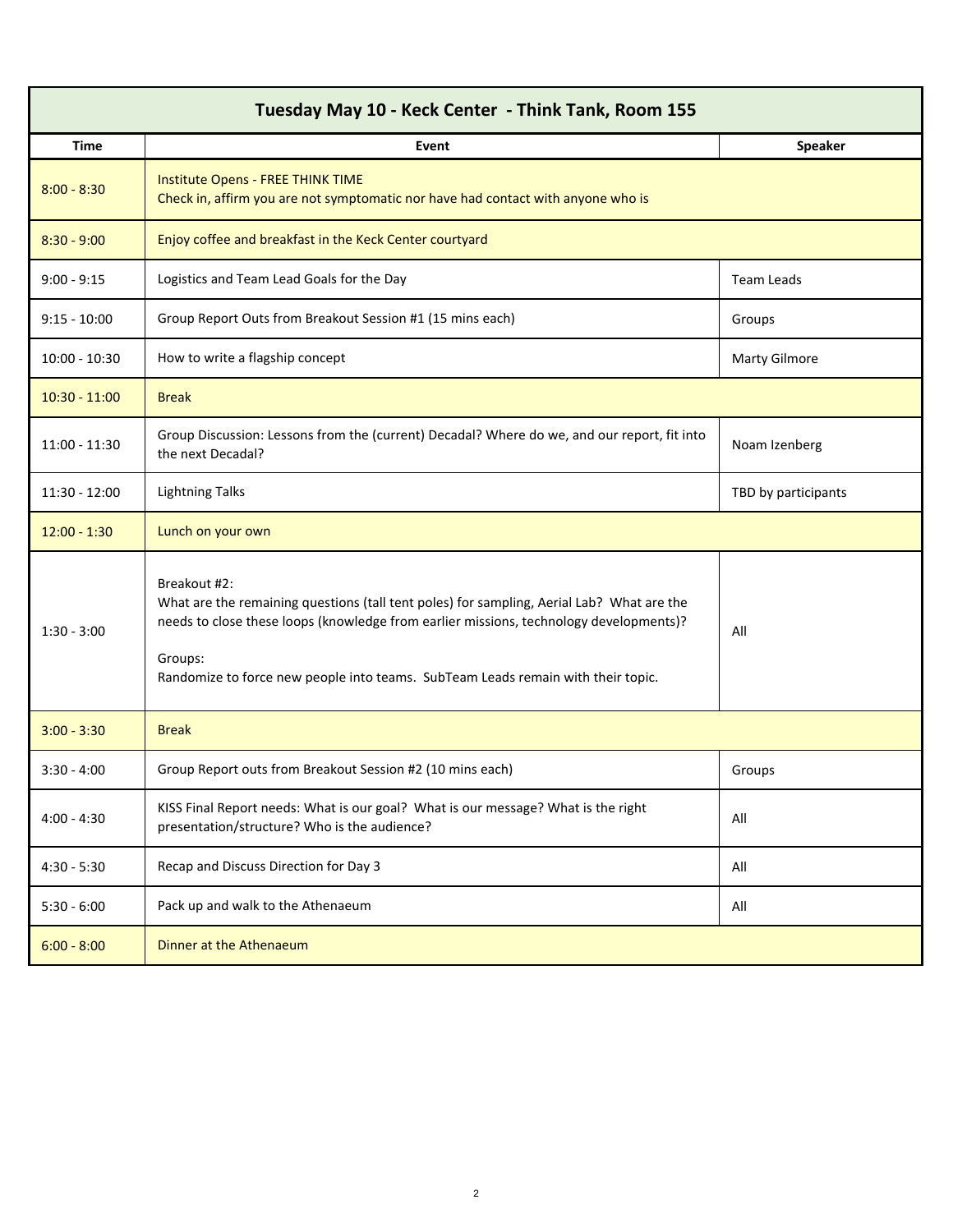| Tuesday May 10 - Keck Center - Think Tank, Room 155 | | |
|---|---|---|
| **Time** | **Event** | **Speaker** |
| 8:00 - 8:30 | Institute Opens - FREE THINK TIME<br>Check in, affirm you are not symptomatic nor have had contact with anyone who is | |
| 8:30 - 9:00 | Enjoy coffee and breakfast in the Keck Center courtyard | |
| 9:00 - 9:15 | Logistics and Team Lead Goals for the Day | Team Leads |
| 9:15 - 10:00 | Group Report Outs from Breakout Session #1 (15 mins each) | Groups |
| 10:00 - 10:30 | How to write a flagship concept | Marty Gilmore |
| 10:30 - 11:00 | Break | |
| 11:00 - 11:30 | Group Discussion: Lessons from the (current) Decadal? Where do we, and our report, fit into the next Decadal? | Noam Izenberg |
| 11:30 - 12:00 | Lightning Talks | TBD by participants |
| 12:00 - 1:30 | Lunch on your own | |
| 1:30 - 3:00 | Breakout #2:<br>What are the remaining questions (tall tent poles) for sampling, Aerial Lab? What are the needs to close these loops (knowledge from earlier missions, technology developments)?<br>Groups:<br>Randomize to force new people into teams. SubTeam Leads remain with their topic. | All |
| 3:00 - 3:30 | Break | |
| 3:30 - 4:00 | Group Report outs from Breakout Session #2 (10 mins each) | Groups |
| 4:00 - 4:30 | KISS Final Report needs: What is our goal? What is our message? What is the right presentation/structure? Who is the audience? | All |
| 4:30 - 5:30 | Recap and Discuss Direction for Day 3 | All |
| 5:30 - 6:00 | Pack up and walk to the Athenaeum | All |
| 6:00 - 8:00 | Dinner at the Athenaeum | |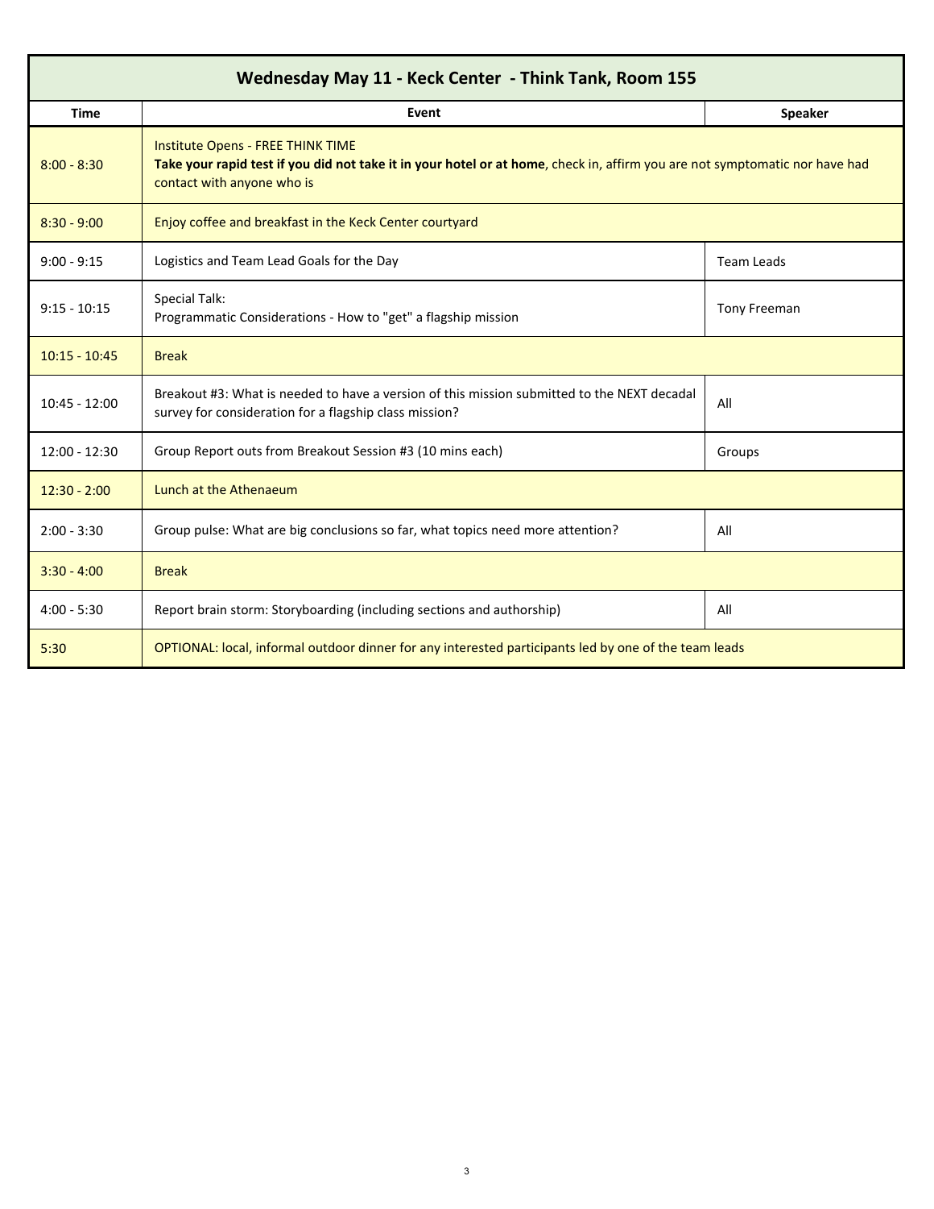| Wednesday May 11 - Keck Center - Think Tank, Room 155 | | |
|---|---|---|
| **Time** | **Event** | **Speaker** |
| 8:00 - 8:30 | Institute Opens - FREE THINK TIME<br>**Take your rapid test if you did not take it in your hotel or at home**, check in, affirm you are not symptomatic nor have had contact with anyone who is | |
| 8:30 - 9:00 | Enjoy coffee and breakfast in the Keck Center courtyard | |
| 9:00 - 9:15 | Logistics and Team Lead Goals for the Day | Team Leads |
| 9:15 - 10:15 | Special Talk:<br>Programmatic Considerations - How to "get" a flagship mission | Tony Freeman |
| 10:15 - 10:45 | Break | |
| 10:45 - 12:00 | Breakout #3: What is needed to have a version of this mission submitted to the NEXT decadal survey for consideration for a flagship class mission? | All |
| 12:00 - 12:30 | Group Report outs from Breakout Session #3 (10 mins each) | Groups |
| 12:30 - 2:00 | Lunch at the Athenaeum | |
| 2:00 - 3:30 | Group pulse: What are big conclusions so far, what topics need more attention? | All |
| 3:30 - 4:00 | Break | |
| 4:00 - 5:30 | Report brain storm: Storyboarding (including sections and authorship) | All |
| 5:30 | OPTIONAL: local, informal outdoor dinner for any interested participants led by one of the team leads | |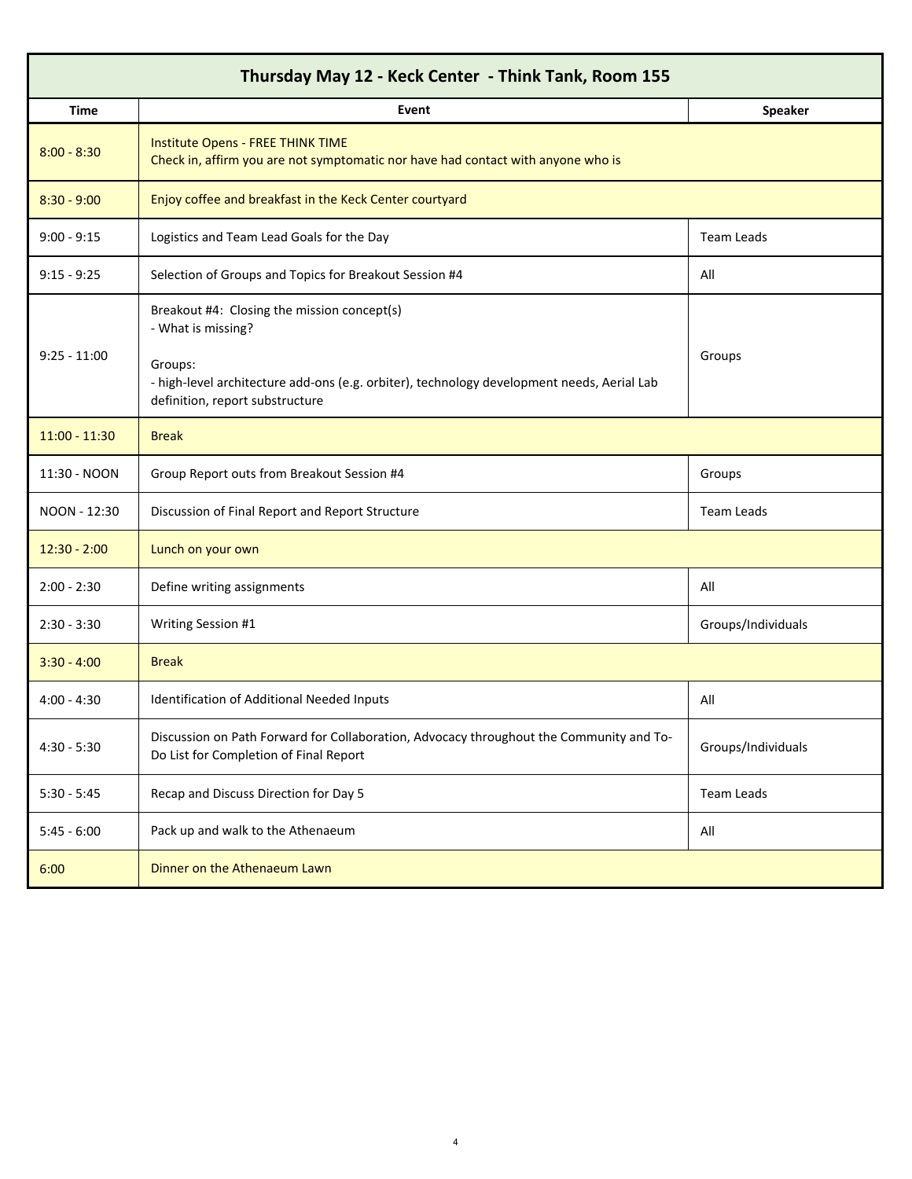| Thursday May 12 - Keck Center - Think Tank, Room 155 | | |
|---|---|---|
| **Time** | **Event** | **Speaker** |
| 8:00 - 8:30 | Institute Opens - FREE THINK TIME<br>Check in, affirm you are not symptomatic nor have had contact with anyone who is | |
| 8:30 - 9:00 | Enjoy coffee and breakfast in the Keck Center courtyard | |
| 9:00 - 9:15 | Logistics and Team Lead Goals for the Day | Team Leads |
| 9:15 - 9:25 | Selection of Groups and Topics for Breakout Session #4 | All |
| 9:25 - 11:00 | Breakout #4: Closing the mission concept(s)<br>- What is missing?<br><br>Groups:<br>- high-level architecture add-ons (e.g. orbiter), technology development needs, Aerial Lab definition, report substructure | Groups |
| 11:00 - 11:30 | Break | |
| 11:30 - NOON | Group Report outs from Breakout Session #4 | Groups |
| NOON - 12:30 | Discussion of Final Report and Report Structure | Team Leads |
| 12:30 - 2:00 | Lunch on your own | |
| 2:00 - 2:30 | Define writing assignments | All |
| 2:30 - 3:30 | Writing Session #1 | Groups/Individuals |
| 3:30 - 4:00 | Break | |
| 4:00 - 4:30 | Identification of Additional Needed Inputs | All |
| 4:30 - 5:30 | Discussion on Path Forward for Collaboration, Advocacy throughout the Community and To-Do List for Completion of Final Report | Groups/Individuals |
| 5:30 - 5:45 | Recap and Discuss Direction for Day 5 | Team Leads |
| 5:45 - 6:00 | Pack up and walk to the Athenaeum | All |
| 6:00 | Dinner on the Athenaeum Lawn | |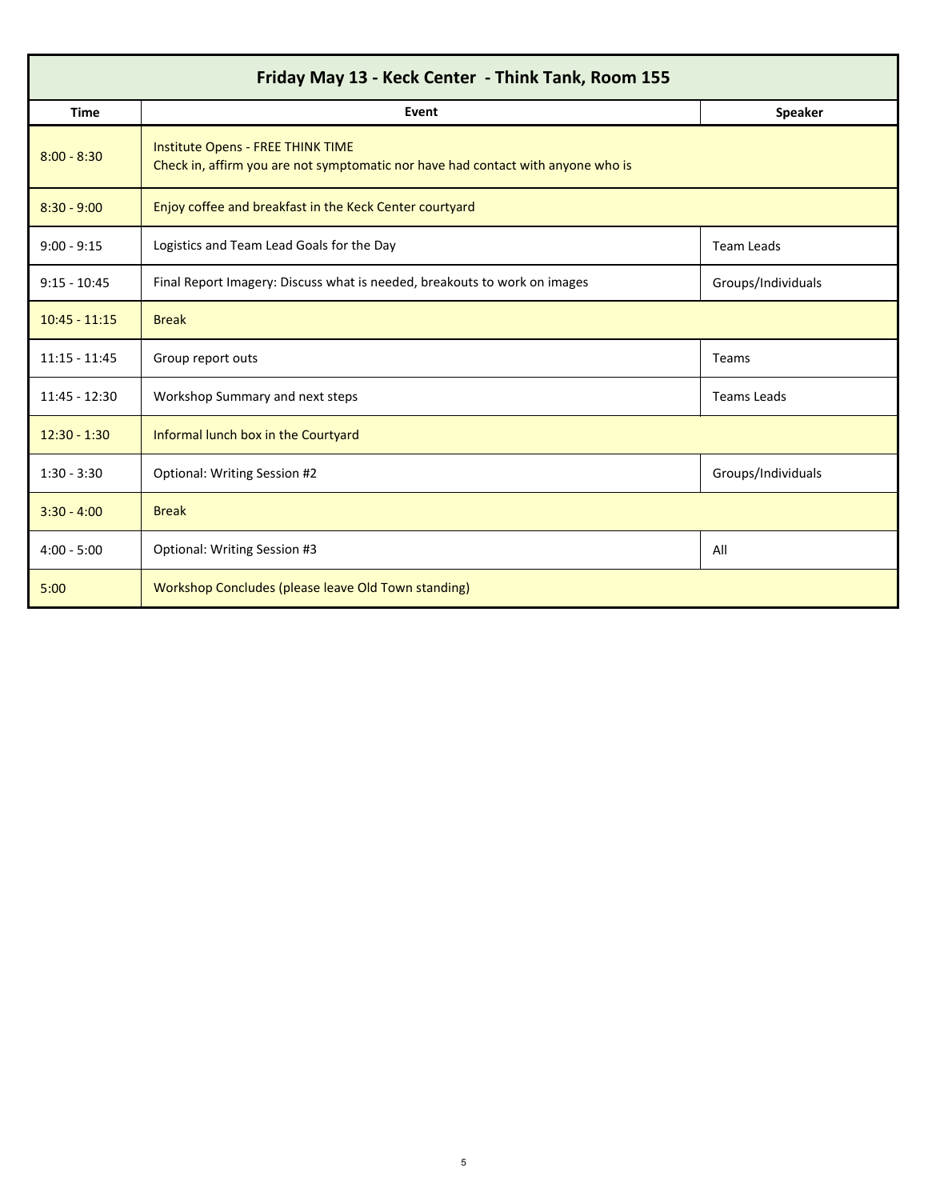| Friday May 13 - Keck Center - Think Tank, Room 155 | | |
|---|---|---|
| **Time** | **Event** | **Speaker** |
| 8:00 - 8:30 | Institute Opens - FREE THINK TIME<br>Check in, affirm you are not symptomatic nor have had contact with anyone who is | |
| 8:30 - 9:00 | Enjoy coffee and breakfast in the Keck Center courtyard | |
| 9:00 - 9:15 | Logistics and Team Lead Goals for the Day | Team Leads |
| 9:15 - 10:45 | Final Report Imagery: Discuss what is needed, breakouts to work on images | Groups/Individuals |
| 10:45 - 11:15 | Break | |
| 11:15 - 11:45 | Group report outs | Teams |
| 11:45 - 12:30 | Workshop Summary and next steps | Teams Leads |
| 12:30 - 1:30 | Informal lunch box in the Courtyard | |
| 1:30 - 3:30 | Optional: Writing Session #2 | Groups/Individuals |
| 3:30 - 4:00 | Break | |
| 4:00 - 5:00 | Optional: Writing Session #3 | All |
| 5:00 | Workshop Concludes (please leave Old Town standing) | |